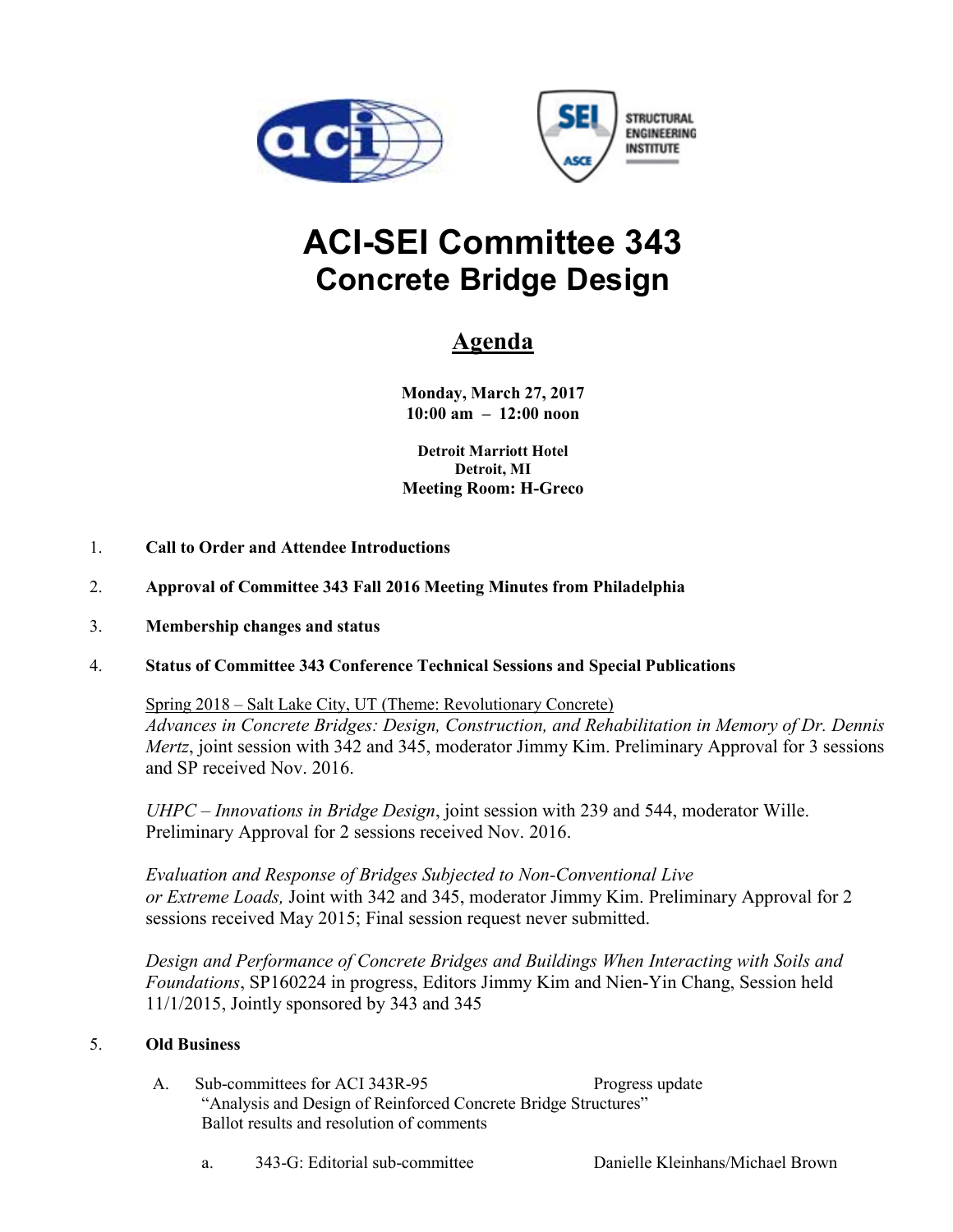# ACI-SEI Committee 343
## Concrete Bridge Design

### Agenda

**Monday, March 27, 2017**
**10:00 am – 12:00 noon**

**Detroit Marriott Hotel**
**Detroit, MI**
**Meeting Room: H-Greco**

1. **Call to Order and Attendee Introductions**

2. **Approval of Committee 343 Fall 2016 Meeting Minutes from Philadelphia**

3. **Membership changes and status**

4. **Status of Committee 343 Conference Technical Sessions and Special Publications**

   Spring 2018 – Salt Lake City, UT (Theme: Revolutionary Concrete)
   *Advances in Concrete Bridges: Design, Construction, and Rehabilitation in Memory of Dr. Dennis Mertz*, joint session with 342 and 345, moderator Jimmy Kim. Preliminary Approval for 3 sessions and SP received Nov. 2016.

   *UHPC – Innovations in Bridge Design*, joint session with 239 and 544, moderator Wille. Preliminary Approval for 2 sessions received Nov. 2016.

   *Evaluation and Response of Bridges Subjected to Non-Conventional Live or Extreme Loads,* Joint with 342 and 345, moderator Jimmy Kim. Preliminary Approval for 2 sessions received May 2015; Final session request never submitted.

   *Design and Performance of Concrete Bridges and Buildings When Interacting with Soils and Foundations*, SP160224 in progress, Editors Jimmy Kim and Nien-Yin Chang, Session held 11/1/2015, Jointly sponsored by 343 and 345

5. **Old Business**

   A. Sub-committees for ACI 343R-95 — Progress update
      "Analysis and Design of Reinforced Concrete Bridge Structures"
      Ballot results and resolution of comments

      a. 343-G: Editorial sub-committee — Danielle Kleinhans/Michael Brown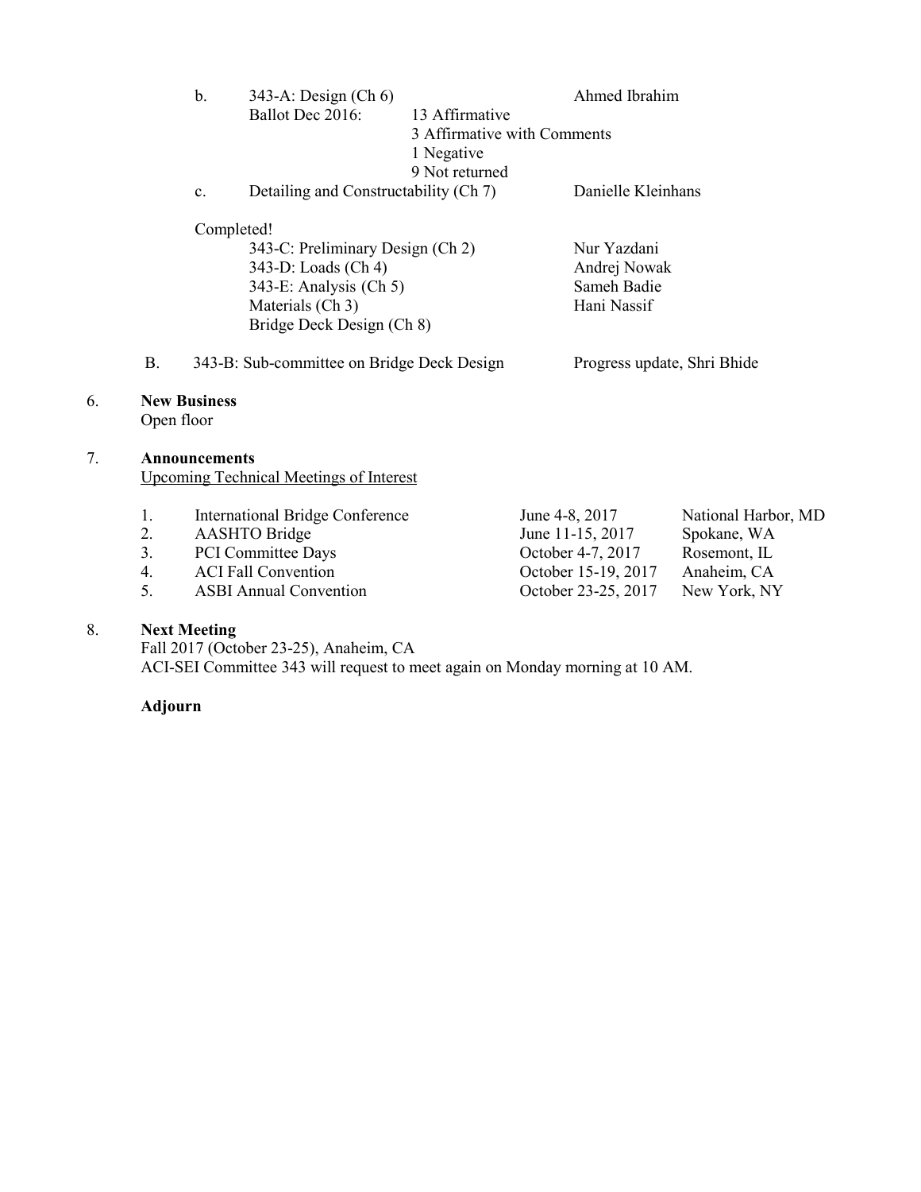b. 343-A: Design (Ch 6) — Ahmed Ibrahim

Ballot Dec 2016:
- 13 Affirmative
- 3 Affirmative with Comments
- 1 Negative
- 9 Not returned

c. Detailing and Constructability (Ch 7) — Danielle Kleinhans

Completed!

| | |
|---|---|
| 343-C: Preliminary Design (Ch 2) | Nur Yazdani |
| 343-D: Loads (Ch 4) | Andrej Nowak |
| 343-E: Analysis (Ch 5) | Sameh Badie |
| Materials (Ch 3) | Hani Nassif |
| Bridge Deck Design (Ch 8) | |

B. 343-B: Sub-committee on Bridge Deck Design — Progress update, Shri Bhide

6. **New Business**

Open floor

7. **Announcements**

Upcoming Technical Meetings of Interest

| | | | |
|---|---|---|---|
| 1. | International Bridge Conference | June 4-8, 2017 | National Harbor, MD |
| 2. | AASHTO Bridge | June 11-15, 2017 | Spokane, WA |
| 3. | PCI Committee Days | October 4-7, 2017 | Rosemont, IL |
| 4. | ACI Fall Convention | October 15-19, 2017 | Anaheim, CA |
| 5. | ASBI Annual Convention | October 23-25, 2017 | New York, NY |

8. **Next Meeting**

Fall 2017 (October 23-25), Anaheim, CA

ACI-SEI Committee 343 will request to meet again on Monday morning at 10 AM.

**Adjourn**